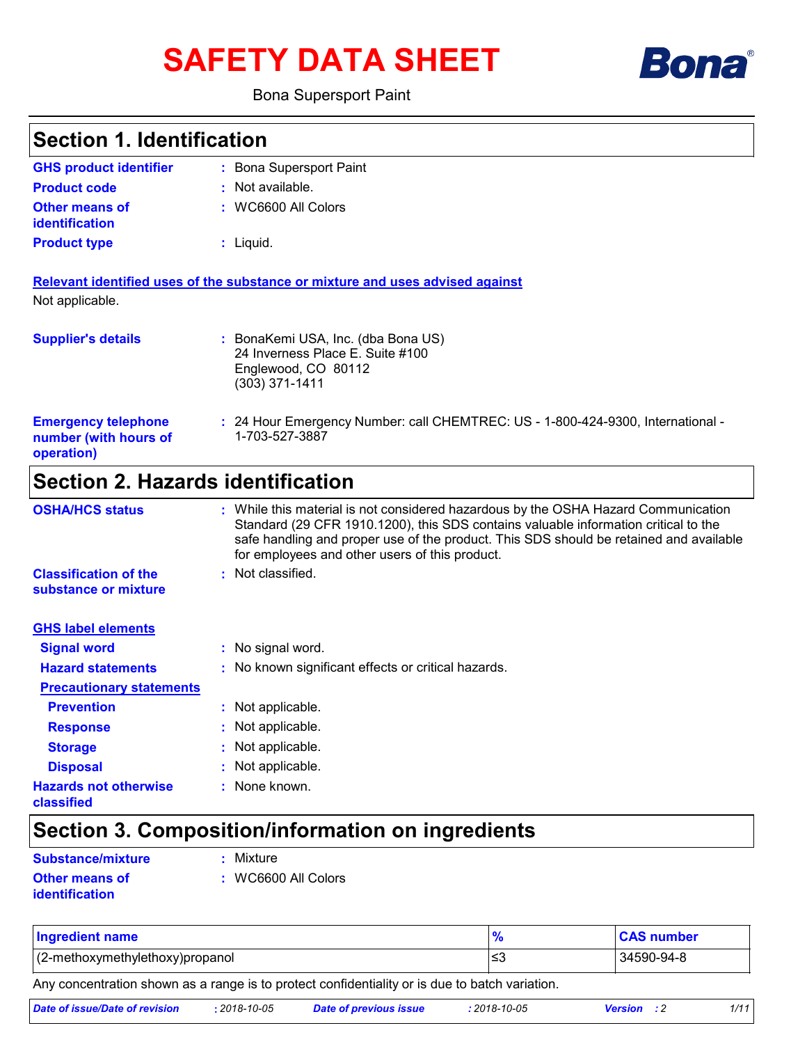# SAFETY DATA SHEET

Bona Supersport Paint

## Section 1. Identification

**GHS product identifier** : Bona Supersport Paint

**Product code** : Not available.

**Other means of identification** : WC6600 All Colors

**Product type** : Liquid.

**Relevant identified uses of the substance or mixture and uses advised against**

Not applicable.

**Supplier's details** : BonaKemi USA, Inc. (dba Bona US)
24 Inverness Place E. Suite #100
Englewood, CO 80112
(303) 371-1411

**Emergency telephone number (with hours of operation)** : 24 Hour Emergency Number: call CHEMTREC: US - 1-800-424-9300, International - 1-703-527-3887

## Section 2. Hazards identification

**OSHA/HCS status** : While this material is not considered hazardous by the OSHA Hazard Communication Standard (29 CFR 1910.1200), this SDS contains valuable information critical to the safe handling and proper use of the product. This SDS should be retained and available for employees and other users of this product.

**Classification of the substance or mixture** : Not classified.

**GHS label elements**

**Signal word** : No signal word.

**Hazard statements** : No known significant effects or critical hazards.

**Precautionary statements**

**Prevention** : Not applicable.

**Response** : Not applicable.

**Storage** : Not applicable.

**Disposal** : Not applicable.

**Hazards not otherwise classified** : None known.

## Section 3. Composition/information on ingredients

**Substance/mixture** : Mixture

**Other means of identification** : WC6600 All Colors

| Ingredient name | % | CAS number |
|---|---|---|
| (2-methoxymethylethoxy)propanol | ≤3 | 34590-94-8 |

Any concentration shown as a range is to protect confidentiality or is due to batch variation.

*Date of issue/Date of revision* : 2018-10-05 *Date of previous issue* : 2018-10-05 *Version* : 2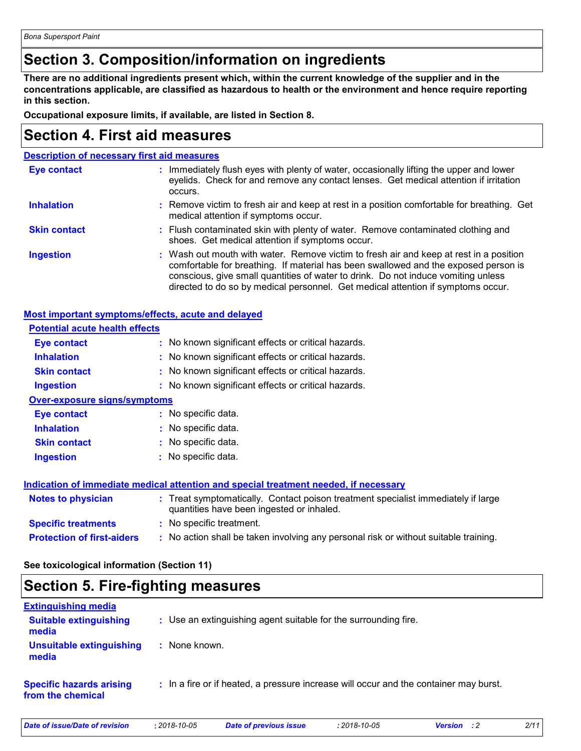## Section 3. Composition/information on ingredients

**There are no additional ingredients present which, within the current knowledge of the supplier and in the concentrations applicable, are classified as hazardous to health or the environment and hence require reporting in this section.**

**Occupational exposure limits, if available, are listed in Section 8.**

## Section 4. First aid measures

### Description of necessary first aid measures

**Eye contact** : Immediately flush eyes with plenty of water, occasionally lifting the upper and lower eyelids. Check for and remove any contact lenses. Get medical attention if irritation occurs.

**Inhalation** : Remove victim to fresh air and keep at rest in a position comfortable for breathing. Get medical attention if symptoms occur.

**Skin contact** : Flush contaminated skin with plenty of water. Remove contaminated clothing and shoes. Get medical attention if symptoms occur.

**Ingestion** : Wash out mouth with water. Remove victim to fresh air and keep at rest in a position comfortable for breathing. If material has been swallowed and the exposed person is conscious, give small quantities of water to drink. Do not induce vomiting unless directed to do so by medical personnel. Get medical attention if symptoms occur.

### Most important symptoms/effects, acute and delayed

#### Potential acute health effects

**Eye contact** : No known significant effects or critical hazards.

**Inhalation** : No known significant effects or critical hazards.

**Skin contact** : No known significant effects or critical hazards.

**Ingestion** : No known significant effects or critical hazards.

#### Over-exposure signs/symptoms

**Eye contact** : No specific data.

**Inhalation** : No specific data.

**Skin contact** : No specific data.

**Ingestion** : No specific data.

### Indication of immediate medical attention and special treatment needed, if necessary

**Notes to physician** : Treat symptomatically. Contact poison treatment specialist immediately if large quantities have been ingested or inhaled.

**Specific treatments** : No specific treatment.

**Protection of first-aiders** : No action shall be taken involving any personal risk or without suitable training.

**See toxicological information (Section 11)**

## Section 5. Fire-fighting measures

### Extinguishing media

**Suitable extinguishing media** : Use an extinguishing agent suitable for the surrounding fire.

**Unsuitable extinguishing media** : None known.

**Specific hazards arising from the chemical** : In a fire or if heated, a pressure increase will occur and the container may burst.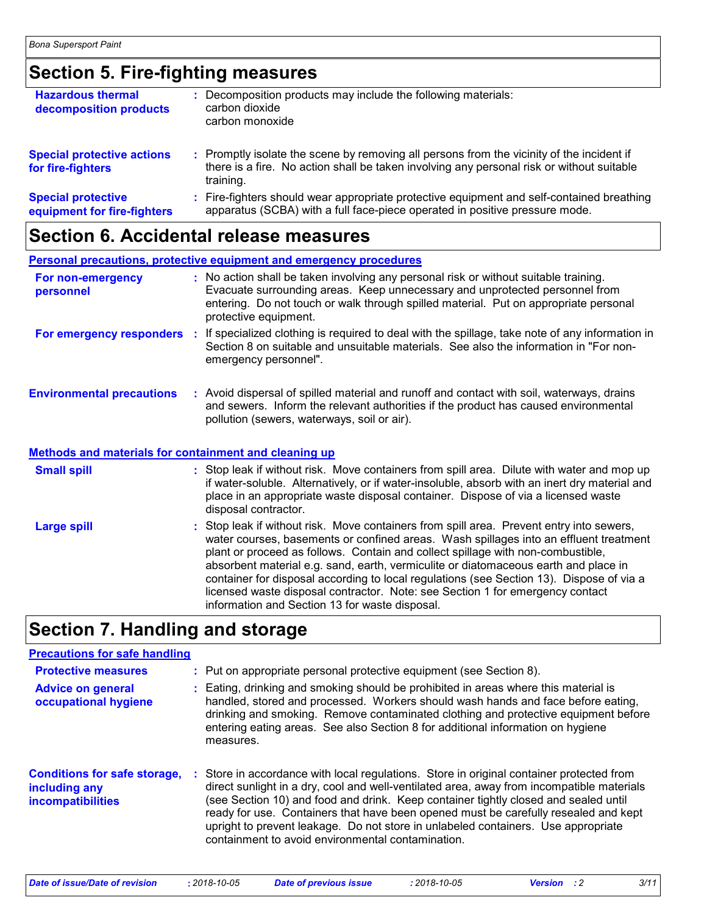## Section 5. Fire-fighting measures

**Hazardous thermal decomposition products** : Decomposition products may include the following materials:
carbon dioxide
carbon monoxide

**Special protective actions for fire-fighters** : Promptly isolate the scene by removing all persons from the vicinity of the incident if there is a fire. No action shall be taken involving any personal risk or without suitable training.

**Special protective equipment for fire-fighters** : Fire-fighters should wear appropriate protective equipment and self-contained breathing apparatus (SCBA) with a full face-piece operated in positive pressure mode.

## Section 6. Accidental release measures

### Personal precautions, protective equipment and emergency procedures

**For non-emergency personnel** : No action shall be taken involving any personal risk or without suitable training. Evacuate surrounding areas. Keep unnecessary and unprotected personnel from entering. Do not touch or walk through spilled material. Put on appropriate personal protective equipment.

**For emergency responders** : If specialized clothing is required to deal with the spillage, take note of any information in Section 8 on suitable and unsuitable materials. See also the information in "For non-emergency personnel".

**Environmental precautions** : Avoid dispersal of spilled material and runoff and contact with soil, waterways, drains and sewers. Inform the relevant authorities if the product has caused environmental pollution (sewers, waterways, soil or air).

### Methods and materials for containment and cleaning up

**Small spill** : Stop leak if without risk. Move containers from spill area. Dilute with water and mop up if water-soluble. Alternatively, or if water-insoluble, absorb with an inert dry material and place in an appropriate waste disposal container. Dispose of via a licensed waste disposal contractor.

**Large spill** : Stop leak if without risk. Move containers from spill area. Prevent entry into sewers, water courses, basements or confined areas. Wash spillages into an effluent treatment plant or proceed as follows. Contain and collect spillage with non-combustible, absorbent material e.g. sand, earth, vermiculite or diatomaceous earth and place in container for disposal according to local regulations (see Section 13). Dispose of via a licensed waste disposal contractor. Note: see Section 1 for emergency contact information and Section 13 for waste disposal.

## Section 7. Handling and storage

### Precautions for safe handling

**Protective measures** : Put on appropriate personal protective equipment (see Section 8).

**Advice on general occupational hygiene** : Eating, drinking and smoking should be prohibited in areas where this material is handled, stored and processed. Workers should wash hands and face before eating, drinking and smoking. Remove contaminated clothing and protective equipment before entering eating areas. See also Section 8 for additional information on hygiene measures.

**Conditions for safe storage, including any incompatibilities** : Store in accordance with local regulations. Store in original container protected from direct sunlight in a dry, cool and well-ventilated area, away from incompatible materials (see Section 10) and food and drink. Keep container tightly closed and sealed until ready for use. Containers that have been opened must be carefully resealed and kept upright to prevent leakage. Do not store in unlabeled containers. Use appropriate containment to avoid environmental contamination.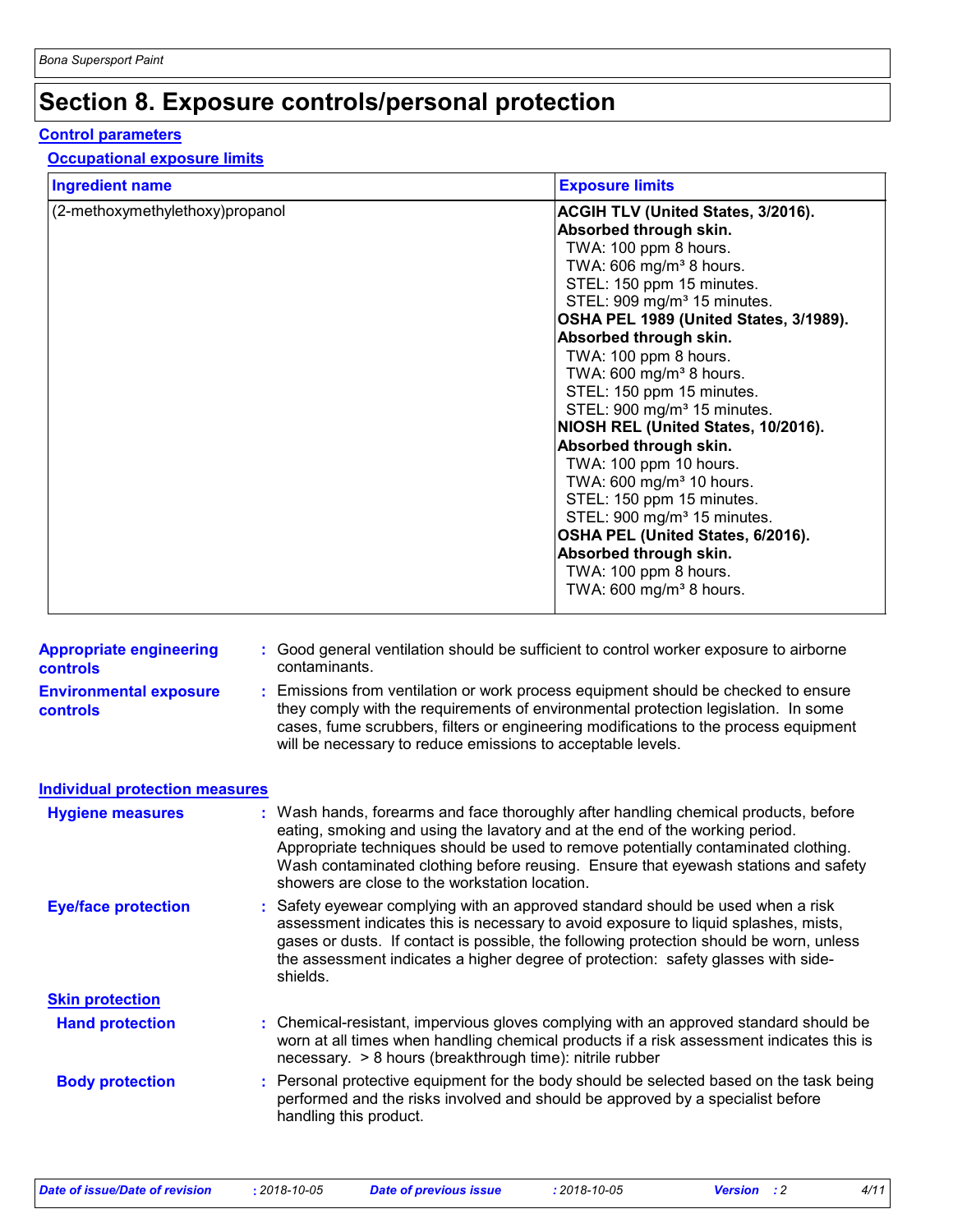# Section 8. Exposure controls/personal protection

## Control parameters

### Occupational exposure limits

| Ingredient name | Exposure limits |
|---|---|
| (2-methoxymethylethoxy)propanol | **ACGIH TLV (United States, 3/2016). Absorbed through skin.**<br>TWA: 100 ppm 8 hours.<br>TWA: 606 mg/m³ 8 hours.<br>STEL: 150 ppm 15 minutes.<br>STEL: 909 mg/m³ 15 minutes.<br>**OSHA PEL 1989 (United States, 3/1989). Absorbed through skin.**<br>TWA: 100 ppm 8 hours.<br>TWA: 600 mg/m³ 8 hours.<br>STEL: 150 ppm 15 minutes.<br>STEL: 900 mg/m³ 15 minutes.<br>**NIOSH REL (United States, 10/2016). Absorbed through skin.**<br>TWA: 100 ppm 10 hours.<br>TWA: 600 mg/m³ 10 hours.<br>STEL: 150 ppm 15 minutes.<br>STEL: 900 mg/m³ 15 minutes.<br>**OSHA PEL (United States, 6/2016). Absorbed through skin.**<br>TWA: 100 ppm 8 hours.<br>TWA: 600 mg/m³ 8 hours. |

**Appropriate engineering controls** : Good general ventilation should be sufficient to control worker exposure to airborne contaminants.

**Environmental exposure controls** : Emissions from ventilation or work process equipment should be checked to ensure they comply with the requirements of environmental protection legislation. In some cases, fume scrubbers, filters or engineering modifications to the process equipment will be necessary to reduce emissions to acceptable levels.

## Individual protection measures

**Hygiene measures** : Wash hands, forearms and face thoroughly after handling chemical products, before eating, smoking and using the lavatory and at the end of the working period. Appropriate techniques should be used to remove potentially contaminated clothing. Wash contaminated clothing before reusing. Ensure that eyewash stations and safety showers are close to the workstation location.

**Eye/face protection** : Safety eyewear complying with an approved standard should be used when a risk assessment indicates this is necessary to avoid exposure to liquid splashes, mists, gases or dusts. If contact is possible, the following protection should be worn, unless the assessment indicates a higher degree of protection: safety glasses with side-shields.

### Skin protection

**Hand protection** : Chemical-resistant, impervious gloves complying with an approved standard should be worn at all times when handling chemical products if a risk assessment indicates this is necessary. > 8 hours (breakthrough time): nitrile rubber

**Body protection** : Personal protective equipment for the body should be selected based on the task being performed and the risks involved and should be approved by a specialist before handling this product.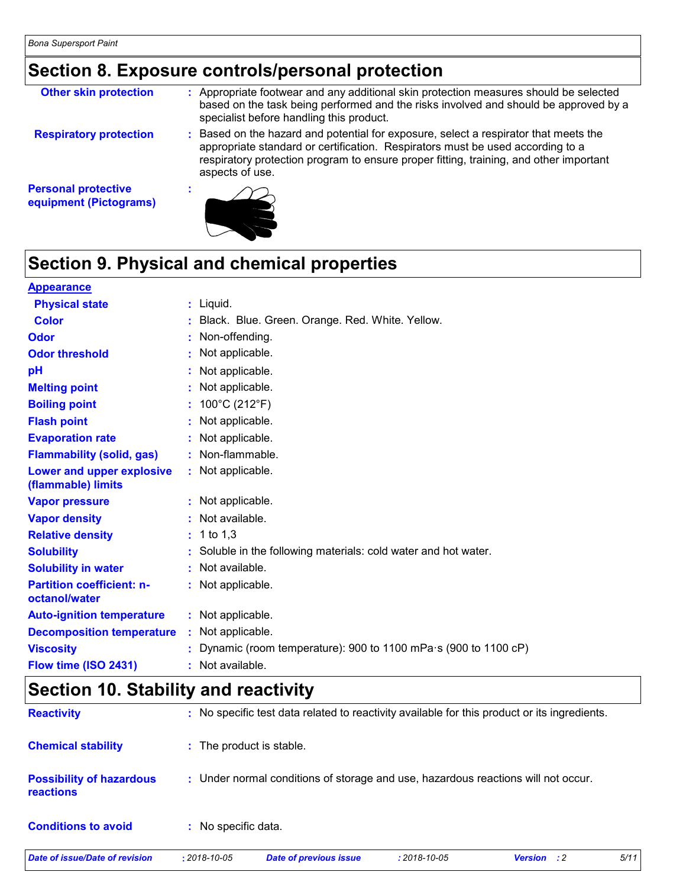## Section 8. Exposure controls/personal protection

**Other skin protection** : Appropriate footwear and any additional skin protection measures should be selected based on the task being performed and the risks involved and should be approved by a specialist before handling this product.

**Respiratory protection** : Based on the hazard and potential for exposure, select a respirator that meets the appropriate standard or certification. Respirators must be used according to a respiratory protection program to ensure proper fitting, training, and other important aspects of use.

**Personal protective equipment (Pictograms)** :

## Section 9. Physical and chemical properties

**Appearance**

| | |
|---|---|
| **Physical state** | : Liquid. |
| **Color** | : Black. Blue. Green. Orange. Red. White. Yellow. |
| **Odor** | : Non-offending. |
| **Odor threshold** | : Not applicable. |
| **pH** | : Not applicable. |
| **Melting point** | : Not applicable. |
| **Boiling point** | : 100°C (212°F) |
| **Flash point** | : Not applicable. |
| **Evaporation rate** | : Not applicable. |
| **Flammability (solid, gas)** | : Non-flammable. |
| **Lower and upper explosive (flammable) limits** | : Not applicable. |
| **Vapor pressure** | : Not applicable. |
| **Vapor density** | : Not available. |
| **Relative density** | : 1 to 1,3 |
| **Solubility** | : Soluble in the following materials: cold water and hot water. |
| **Solubility in water** | : Not available. |
| **Partition coefficient: n-octanol/water** | : Not applicable. |
| **Auto-ignition temperature** | : Not applicable. |
| **Decomposition temperature** | : Not applicable. |
| **Viscosity** | : Dynamic (room temperature): 900 to 1100 mPa·s (900 to 1100 cP) |
| **Flow time (ISO 2431)** | : Not available. |

## Section 10. Stability and reactivity

**Reactivity** : No specific test data related to reactivity available for this product or its ingredients.

**Chemical stability** : The product is stable.

**Possibility of hazardous reactions** : Under normal conditions of storage and use, hazardous reactions will not occur.

**Conditions to avoid** : No specific data.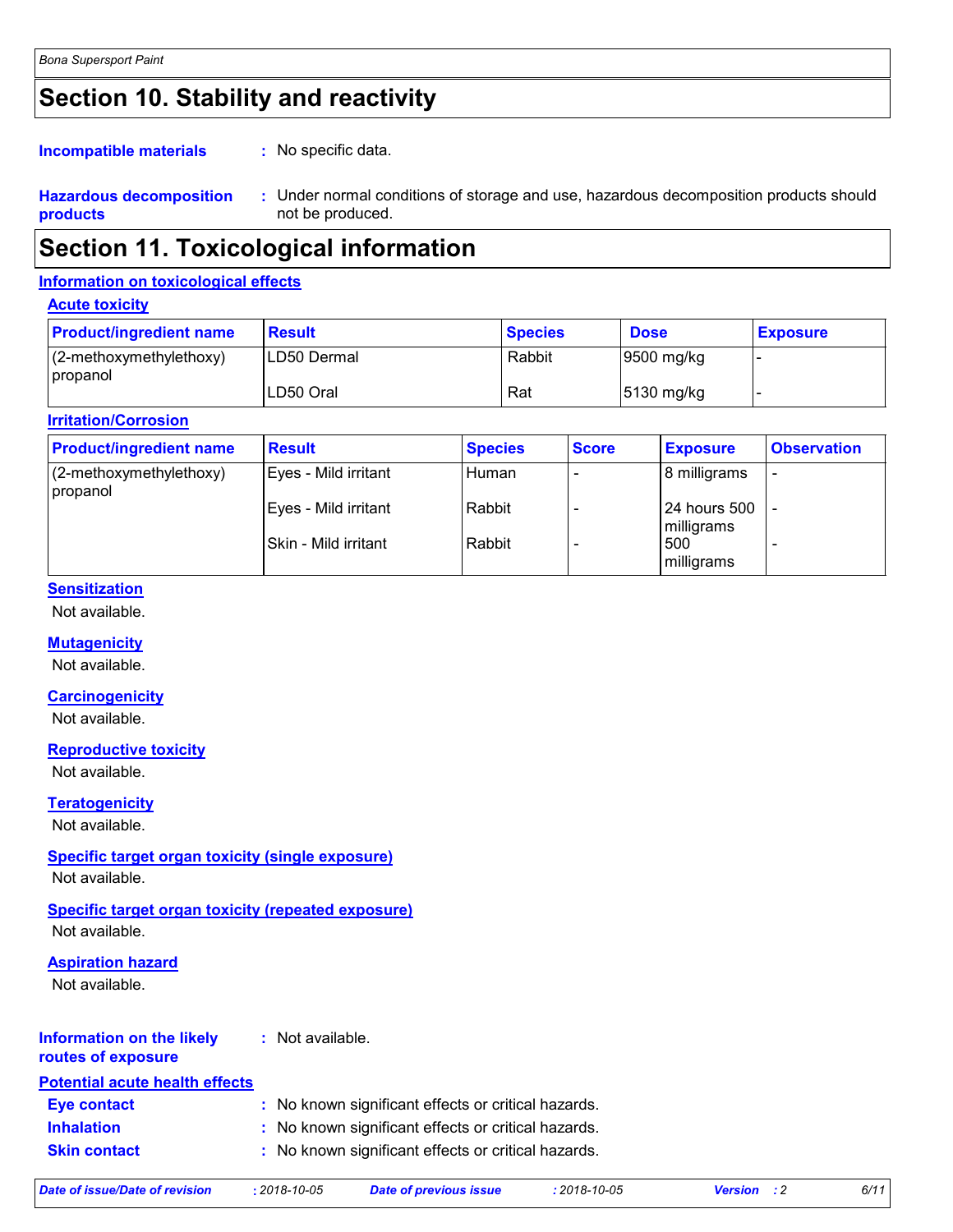## Section 10. Stability and reactivity

**Incompatible materials** : No specific data.

**Hazardous decomposition products** : Under normal conditions of storage and use, hazardous decomposition products should not be produced.

## Section 11. Toxicological information

### Information on toxicological effects

#### Acute toxicity

| Product/ingredient name | Result | Species | Dose | Exposure |
|---|---|---|---|---|
| (2-methoxymethylethoxy) propanol | LD50 Dermal | Rabbit | 9500 mg/kg | - |
| | LD50 Oral | Rat | 5130 mg/kg | - |

#### Irritation/Corrosion

| Product/ingredient name | Result | Species | Score | Exposure | Observation |
|---|---|---|---|---|---|
| (2-methoxymethylethoxy) propanol | Eyes - Mild irritant | Human | - | 8 milligrams | - |
| | Eyes - Mild irritant | Rabbit | - | 24 hours 500 milligrams | - |
| | Skin - Mild irritant | Rabbit | - | 500 milligrams | - |

#### Sensitization

Not available.

#### Mutagenicity

Not available.

#### Carcinogenicity

Not available.

#### Reproductive toxicity

Not available.

#### Teratogenicity

Not available.

#### Specific target organ toxicity (single exposure)

Not available.

#### Specific target organ toxicity (repeated exposure)

Not available.

#### Aspiration hazard

Not available.

**Information on the likely routes of exposure** : Not available.

### Potential acute health effects

**Eye contact** : No known significant effects or critical hazards.

**Inhalation** : No known significant effects or critical hazards.

**Skin contact** : No known significant effects or critical hazards.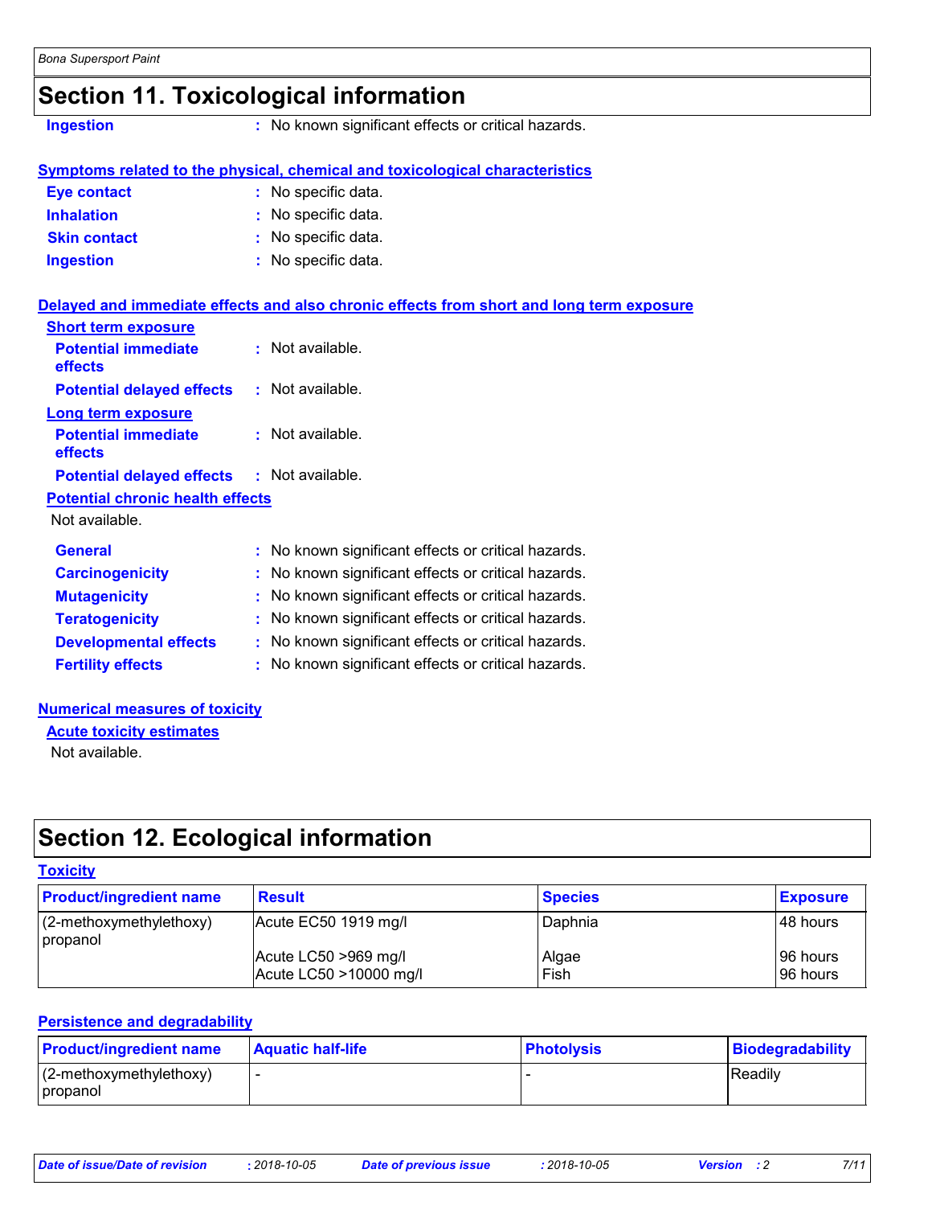## Section 11. Toxicological information

**Ingestion** : No known significant effects or critical hazards.

**Symptoms related to the physical, chemical and toxicological characteristics**

**Eye contact** : No specific data.

**Inhalation** : No specific data.

**Skin contact** : No specific data.

**Ingestion** : No specific data.

**Delayed and immediate effects and also chronic effects from short and long term exposure**

**Short term exposure**

**Potential immediate effects** : Not available.

**Potential delayed effects** : Not available.

**Long term exposure**

**Potential immediate effects** : Not available.

**Potential delayed effects** : Not available.

**Potential chronic health effects**

Not available.

**General** : No known significant effects or critical hazards.

**Carcinogenicity** : No known significant effects or critical hazards.

**Mutagenicity** : No known significant effects or critical hazards.

**Teratogenicity** : No known significant effects or critical hazards.

**Developmental effects** : No known significant effects or critical hazards.

**Fertility effects** : No known significant effects or critical hazards.

**Numerical measures of toxicity**

**Acute toxicity estimates**

Not available.

## Section 12. Ecological information

**Toxicity**

| Product/ingredient name | Result | Species | Exposure |
|---|---|---|---|
| (2-methoxymethylethoxy) propanol | Acute EC50 1919 mg/l | Daphnia | 48 hours |
| | Acute LC50 >969 mg/l | Algae | 96 hours |
| | Acute LC50 >10000 mg/l | Fish | 96 hours |

**Persistence and degradability**

| Product/ingredient name | Aquatic half-life | Photolysis | Biodegradability |
|---|---|---|---|
| (2-methoxymethylethoxy) propanol | - | - | Readily |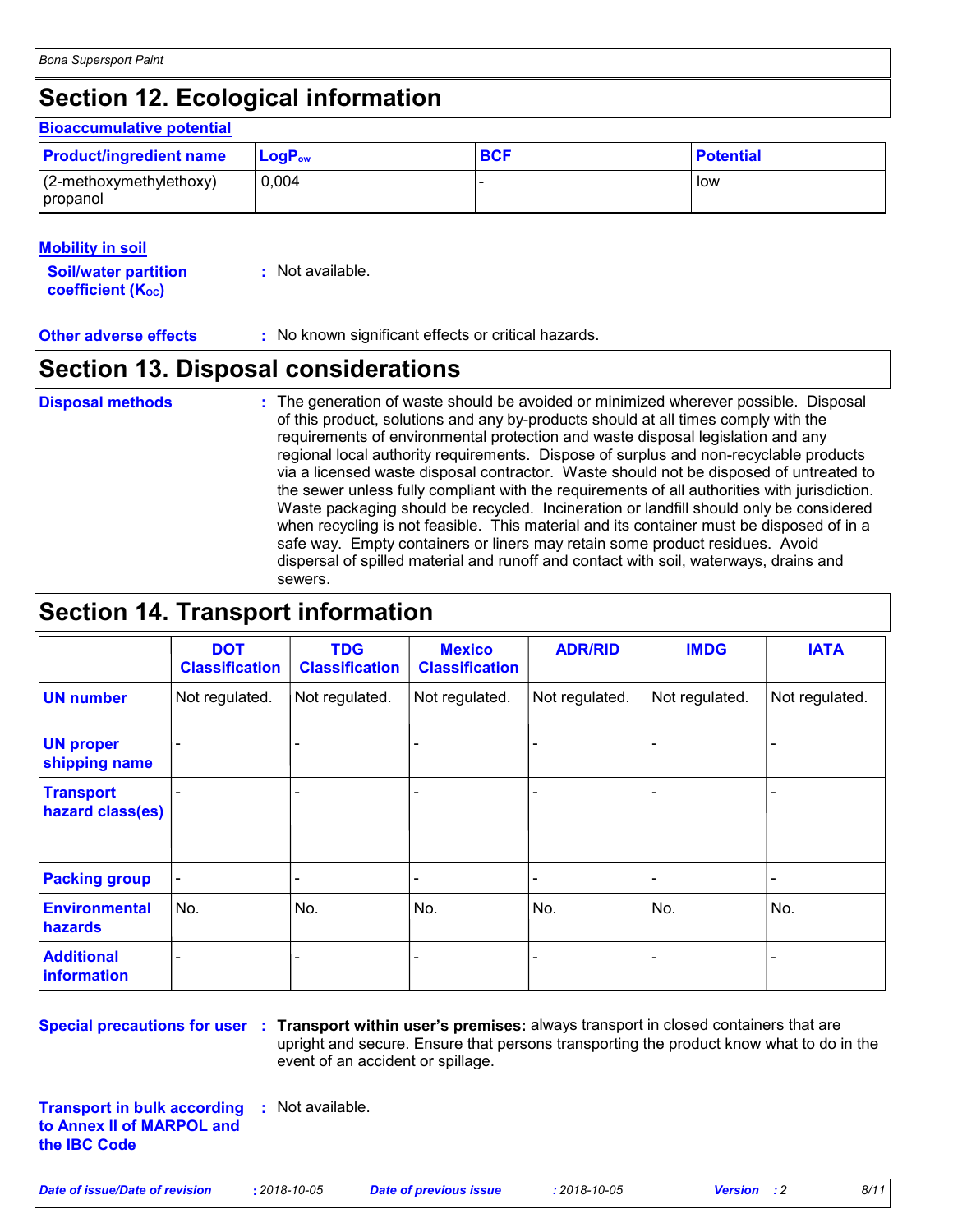## Section 12. Ecological information

### Bioaccumulative potential

| Product/ingredient name | $LogP_{ow}$ | BCF | Potential |
|---|---|---|---|
| (2-methoxymethylethoxy) propanol | 0,004 | - | low |

### Mobility in soil

**Soil/water partition coefficient ($K_{OC}$)** : Not available.

**Other adverse effects** : No known significant effects or critical hazards.

## Section 13. Disposal considerations

**Disposal methods** : The generation of waste should be avoided or minimized wherever possible. Disposal of this product, solutions and any by-products should at all times comply with the requirements of environmental protection and waste disposal legislation and any regional local authority requirements. Dispose of surplus and non-recyclable products via a licensed waste disposal contractor. Waste should not be disposed of untreated to the sewer unless fully compliant with the requirements of all authorities with jurisdiction. Waste packaging should be recycled. Incineration or landfill should only be considered when recycling is not feasible. This material and its container must be disposed of in a safe way. Empty containers or liners may retain some product residues. Avoid dispersal of spilled material and runoff and contact with soil, waterways, drains and sewers.

## Section 14. Transport information

| | DOT Classification | TDG Classification | Mexico Classification | ADR/RID | IMDG | IATA |
|---|---|---|---|---|---|---|
| UN number | Not regulated. | Not regulated. | Not regulated. | Not regulated. | Not regulated. | Not regulated. |
| UN proper shipping name | - | - | - | - | - | - |
| Transport hazard class(es) | - | - | - | - | - | - |
| Packing group | - | - | - | - | - | - |
| Environmental hazards | No. | No. | No. | No. | No. | No. |
| Additional information | - | - | - | - | - | - |

**Special precautions for user** : **Transport within user's premises:** always transport in closed containers that are upright and secure. Ensure that persons transporting the product know what to do in the event of an accident or spillage.

**Transport in bulk according to Annex II of MARPOL and the IBC Code** : Not available.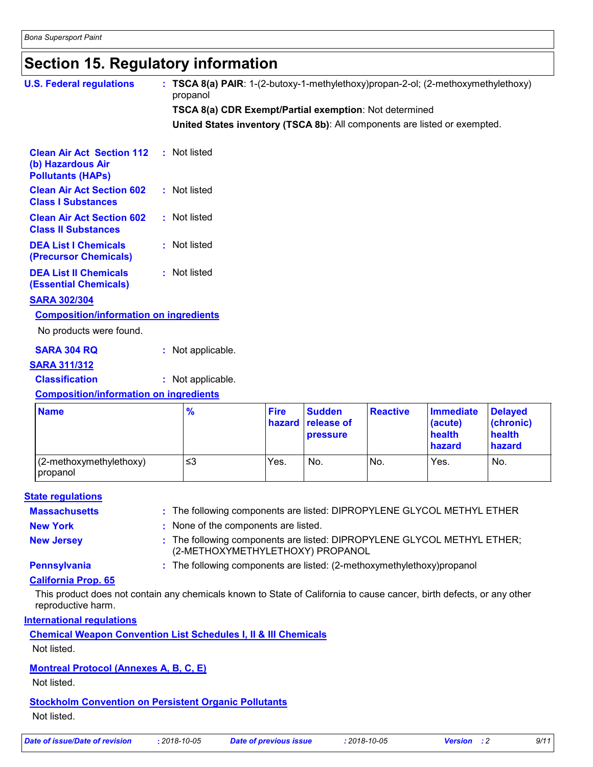# Section 15. Regulatory information

**U.S. Federal regulations** : **TSCA 8(a) PAIR**: 1-(2-butoxy-1-methylethoxy)propan-2-ol; (2-methoxymethylethoxy) propanol

**TSCA 8(a) CDR Exempt/Partial exemption**: Not determined

**United States inventory (TSCA 8b)**: All components are listed or exempted.

**Clean Air Act Section 112 (b) Hazardous Air Pollutants (HAPs)** : Not listed

**Clean Air Act Section 602 Class I Substances** : Not listed

**Clean Air Act Section 602 Class II Substances** : Not listed

**DEA List I Chemicals (Precursor Chemicals)** : Not listed

**DEA List II Chemicals (Essential Chemicals)** : Not listed

**SARA 302/304**

**Composition/information on ingredients**

No products were found.

**SARA 304 RQ** : Not applicable.

**SARA 311/312**

**Classification** : Not applicable.

**Composition/information on ingredients**

| Name | % | Fire hazard | Sudden release of pressure | Reactive | Immediate (acute) health hazard | Delayed (chronic) health hazard |
|---|---|---|---|---|---|---|
| (2-methoxymethylethoxy) propanol | ≤3 | Yes. | No. | No. | Yes. | No. |

**State regulations**

**Massachusetts** : The following components are listed: DIPROPYLENE GLYCOL METHYL ETHER

**New York** : None of the components are listed.

**New Jersey** : The following components are listed: DIPROPYLENE GLYCOL METHYL ETHER; (2-METHOXYMETHYLETHOXY) PROPANOL

**Pennsylvania** : The following components are listed: (2-methoxymethylethoxy)propanol

**California Prop. 65**

This product does not contain any chemicals known to State of California to cause cancer, birth defects, or any other reproductive harm.

**International regulations**

**Chemical Weapon Convention List Schedules I, II & III Chemicals**

Not listed.

**Montreal Protocol (Annexes A, B, C, E)**

Not listed.

**Stockholm Convention on Persistent Organic Pollutants**

Not listed.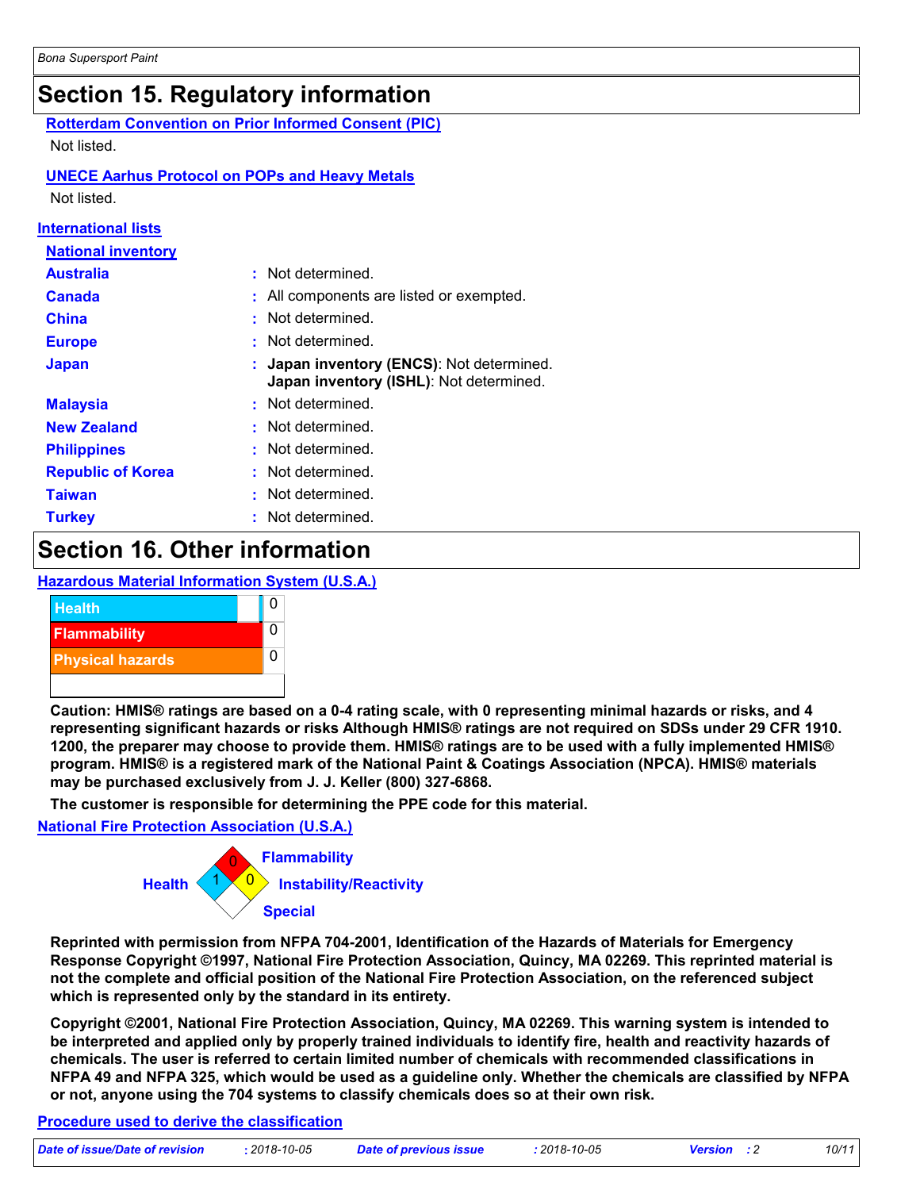# Section 15. Regulatory information

**Rotterdam Convention on Prior Informed Consent (PIC)**

Not listed.

**UNECE Aarhus Protocol on POPs and Heavy Metals**

Not listed.

**International lists**

**National inventory**

| | |
|---|---|
| **Australia** | : Not determined. |
| **Canada** | : All components are listed or exempted. |
| **China** | : Not determined. |
| **Europe** | : Not determined. |
| **Japan** | : **Japan inventory (ENCS)**: Not determined.<br>**Japan inventory (ISHL)**: Not determined. |
| **Malaysia** | : Not determined. |
| **New Zealand** | : Not determined. |
| **Philippines** | : Not determined. |
| **Republic of Korea** | : Not determined. |
| **Taiwan** | : Not determined. |
| **Turkey** | : Not determined. |

# Section 16. Other information

**Hazardous Material Information System (U.S.A.)**

| | |
|---|---|
| Health | 0 |
| Flammability | 0 |
| Physical hazards | 0 |

**Caution: HMIS® ratings are based on a 0-4 rating scale, with 0 representing minimal hazards or risks, and 4 representing significant hazards or risks Although HMIS® ratings are not required on SDSs under 29 CFR 1910. 1200, the preparer may choose to provide them. HMIS® ratings are to be used with a fully implemented HMIS® program. HMIS® is a registered mark of the National Paint & Coatings Association (NPCA). HMIS® materials may be purchased exclusively from J. J. Keller (800) 327-6868.**

**The customer is responsible for determining the PPE code for this material.**

**National Fire Protection Association (U.S.A.)**

| | |
|---|---|
| Health | 1 |
| Flammability | 0 |
| Instability/Reactivity | 0 |
| Special | |

**Reprinted with permission from NFPA 704-2001, Identification of the Hazards of Materials for Emergency Response Copyright ©1997, National Fire Protection Association, Quincy, MA 02269. This reprinted material is not the complete and official position of the National Fire Protection Association, on the referenced subject which is represented only by the standard in its entirety.**

**Copyright ©2001, National Fire Protection Association, Quincy, MA 02269. This warning system is intended to be interpreted and applied only by properly trained individuals to identify fire, health and reactivity hazards of chemicals. The user is referred to certain limited number of chemicals with recommended classifications in NFPA 49 and NFPA 325, which would be used as a guideline only. Whether the chemicals are classified by NFPA or not, anyone using the 704 systems to classify chemicals does so at their own risk.**

**Procedure used to derive the classification**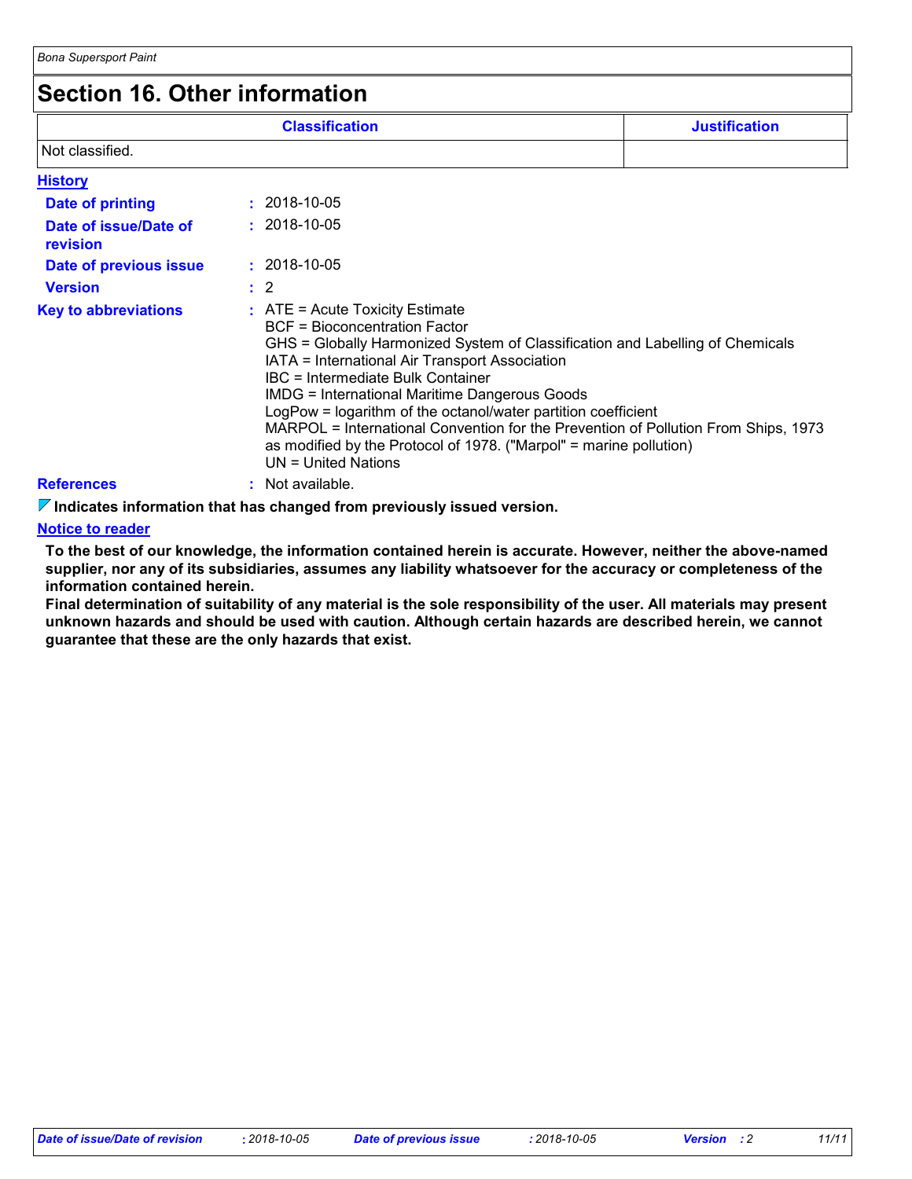# Section 16. Other information

| Classification | Justification |
| --- | --- |
| Not classified. | |

**History**

**Date of printing** : 2018-10-05

**Date of issue/Date of revision** : 2018-10-05

**Date of previous issue** : 2018-10-05

**Version** : 2

**Key to abbreviations** : ATE = Acute Toxicity Estimate
BCF = Bioconcentration Factor
GHS = Globally Harmonized System of Classification and Labelling of Chemicals
IATA = International Air Transport Association
IBC = Intermediate Bulk Container
IMDG = International Maritime Dangerous Goods
LogPow = logarithm of the octanol/water partition coefficient
MARPOL = International Convention for the Prevention of Pollution From Ships, 1973 as modified by the Protocol of 1978. ("Marpol" = marine pollution)
UN = United Nations

**References** : Not available.

**Indicates information that has changed from previously issued version.**

**Notice to reader**

**To the best of our knowledge, the information contained herein is accurate. However, neither the above-named supplier, nor any of its subsidiaries, assumes any liability whatsoever for the accuracy or completeness of the information contained herein.**
**Final determination of suitability of any material is the sole responsibility of the user. All materials may present unknown hazards and should be used with caution. Although certain hazards are described herein, we cannot guarantee that these are the only hazards that exist.**